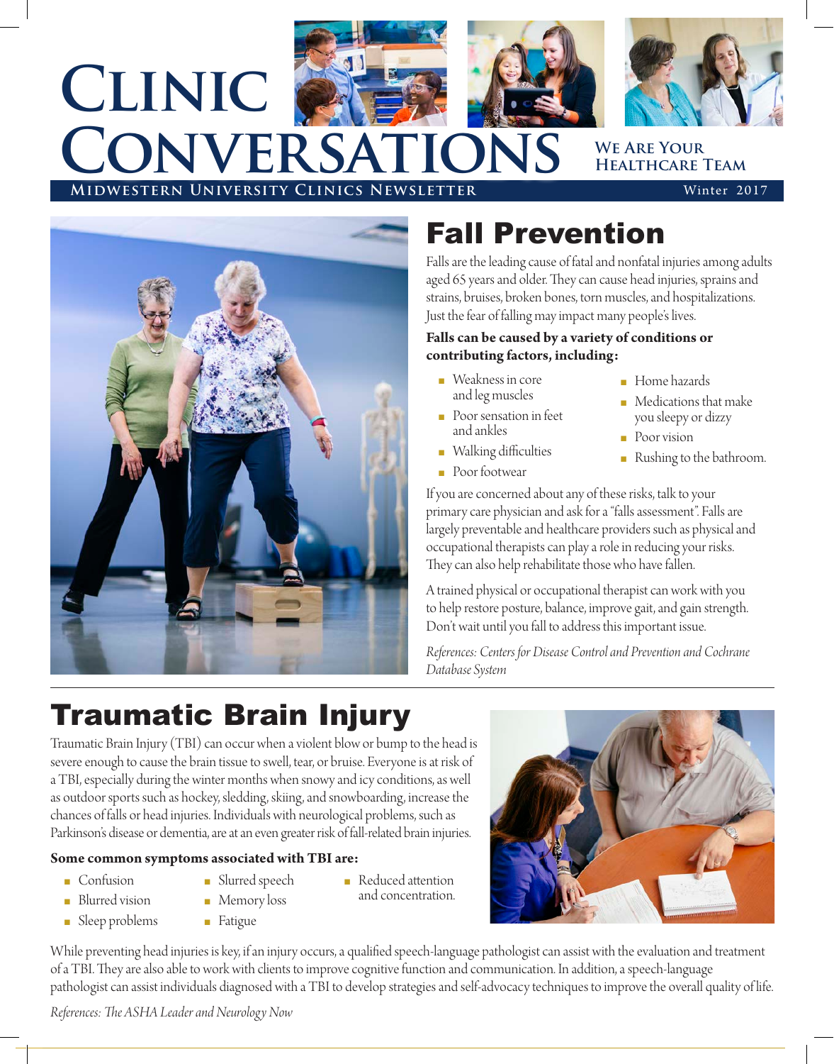# Clinic Conversations

**We Are Your Healthcare Team**

**Midwestern University Clinics Newsletter** — Winter 2017

## Fall Prevention

Falls are the leading cause of fatal and nonfatal injuries among adults aged 65 years and older. They can cause head injuries, sprains and strains, bruises, broken bones, torn muscles, and hospitalizations. Just the fear of falling may impact many people's lives.

**Falls can be caused by a variety of conditions or contributing factors, including:**

- Weakness in core and leg muscles
- Poor sensation in feet and ankles
- Walking difficulties
- Poor footwear
- Home hazards
- Medications that make you sleepy or dizzy
- Poor vision
- Rushing to the bathroom.

If you are concerned about any of these risks, talk to your primary care physician and ask for a "falls assessment". Falls are largely preventable and healthcare providers such as physical and occupational therapists can play a role in reducing your risks. They can also help rehabilitate those who have fallen.

A trained physical or occupational therapist can work with you to help restore posture, balance, improve gait, and gain strength. Don't wait until you fall to address this important issue.

*References: Centers for Disease Control and Prevention and Cochrane Database System*

## Traumatic Brain Injury

Traumatic Brain Injury (TBI) can occur when a violent blow or bump to the head is severe enough to cause the brain tissue to swell, tear, or bruise. Everyone is at risk of a TBI, especially during the winter months when snowy and icy conditions, as well as outdoor sports such as hockey, sledding, skiing, and snowboarding, increase the chances of falls or head injuries. Individuals with neurological problems, such as Parkinson's disease or dementia, are at an even greater risk of fall-related brain injuries.

**Some common symptoms associated with TBI are:**

- Confusion
- Blurred vision
- Sleep problems
- Slurred speech
- Memory loss
- Fatigue
- Reduced attention and concentration.

While preventing head injuries is key, if an injury occurs, a qualified speech-language pathologist can assist with the evaluation and treatment of a TBI. They are also able to work with clients to improve cognitive function and communication. In addition, a speech-language pathologist can assist individuals diagnosed with a TBI to develop strategies and self-advocacy techniques to improve the overall quality of life.

*References: The ASHA Leader and Neurology Now*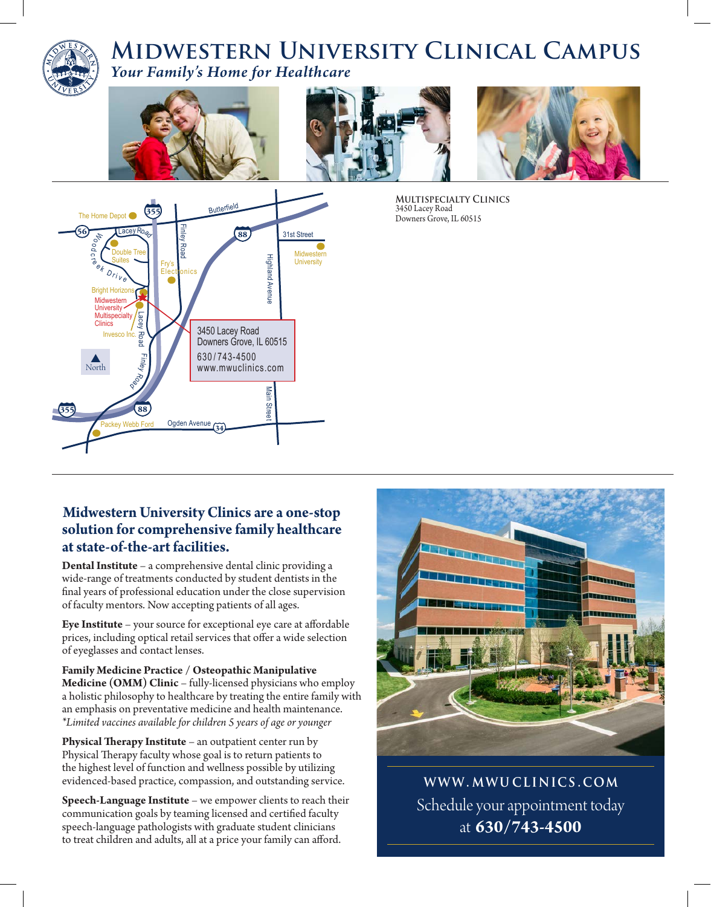# Midwestern University Clinical Campus

*Your Family's Home for Healthcare*

The Home Depot

355

Butterfield

56

Lacey Road

Finley Road

88

31st Street

Woodcreek Drive

Double Tree Suites

Fry's Electronics

Midwestern University

Highland Avenue

Bright Horizons

Midwestern University Multispecialty Clinics

Invesco Inc.

Lacey Road

3450 Lacey Road
Downers Grove, IL 60515
630/743-4500
www.mwuclinics.com

North

Finley Road

Main Street

355

88

Packey Webb Ford

Ogden Avenue

34

**Multispecialty Clinics**
3450 Lacey Road
Downers Grove, IL 60515

## Midwestern University Clinics are a one-stop solution for comprehensive family healthcare at state-of-the-art facilities.

**Dental Institute** – a comprehensive dental clinic providing a wide-range of treatments conducted by student dentists in the final years of professional education under the close supervision of faculty mentors. Now accepting patients of all ages.

**Eye Institute** – your source for exceptional eye care at affordable prices, including optical retail services that offer a wide selection of eyeglasses and contact lenses.

**Family Medicine Practice / Osteopathic Manipulative Medicine (OMM) Clinic** – fully-licensed physicians who employ a holistic philosophy to healthcare by treating the entire family with an emphasis on preventative medicine and health maintenance.
*\*Limited vaccines available for children 5 years of age or younger*

**Physical Therapy Institute** – an outpatient center run by Physical Therapy faculty whose goal is to return patients to the highest level of function and wellness possible by utilizing evidenced-based practice, compassion, and outstanding service.

**Speech-Language Institute** – we empower clients to reach their communication goals by teaming licensed and certified faculty speech-language pathologists with graduate student clinicians to treat children and adults, all at a price your family can afford.

**WWW.MWUCLINICS.COM**

Schedule your appointment today at **630/743-4500**